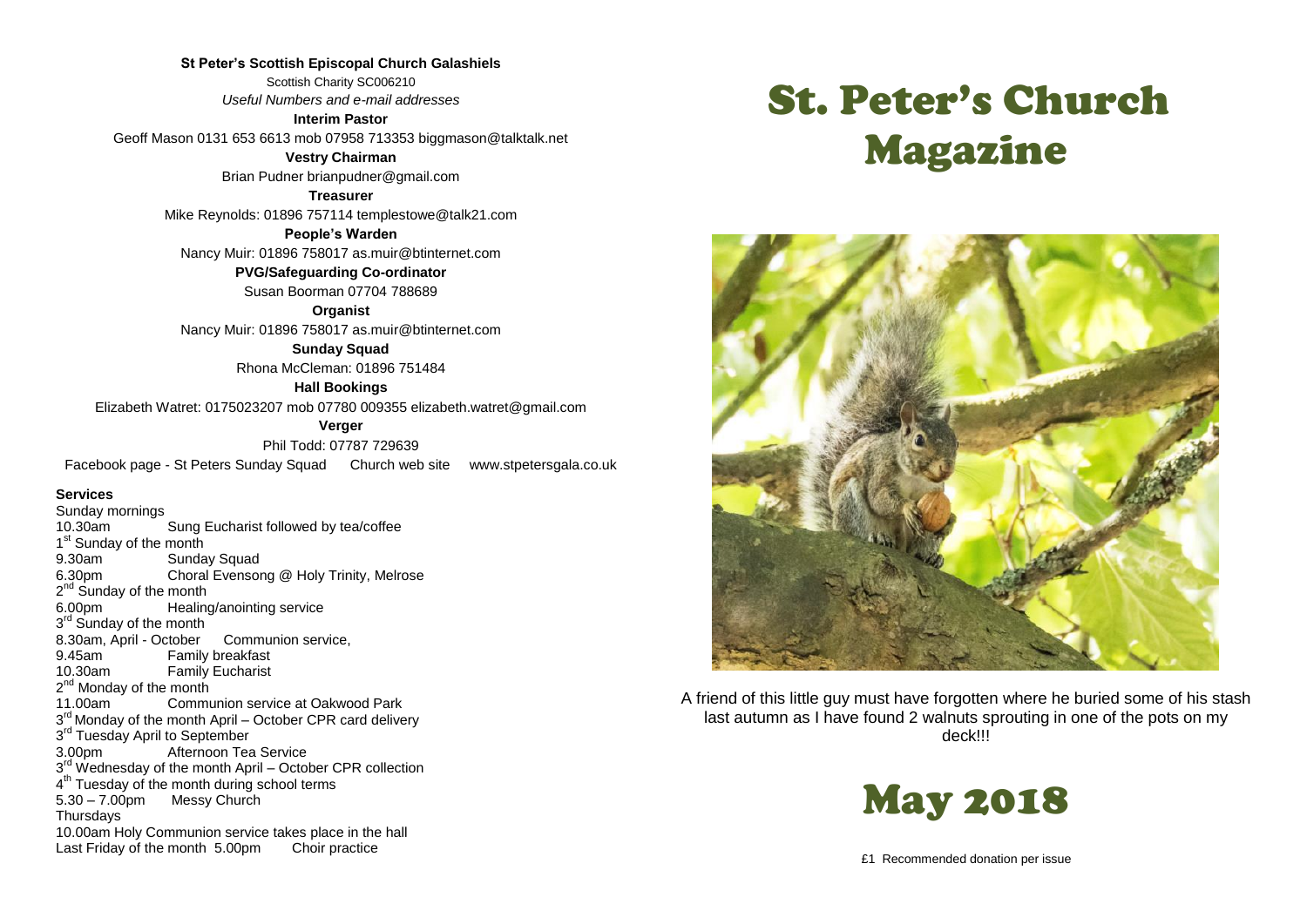**St Peter's Scottish Episcopal Church Galashiels**

Scottish Charity SC006210

*Useful Numbers and e-mail addresses*

**Interim Pastor**

Geoff Mason 0131 653 6613 mob 07958 713353 biggmason@talktalk.net

**Vestry Chairman**

Brian Pudner brianpudner@gmail.com

**Treasurer**

Mike Reynolds: 01896 757114 templestowe@talk21.com

**People's Warden**

Nancy Muir: 01896 758017 as.muir@btinternet.com

**PVG/Safeguarding Co-ordinator**

Susan Boorman 07704 788689

**Organist**

Nancy Muir: 01896 758017 as.muir@btinternet.com

**Sunday Squad**

Rhona McCleman: 01896 751484

**Hall Bookings**

Elizabeth Watret: 0175023207 mob 07780 009355 elizabeth.watret@gmail.com

**Verger**

Phil Todd: 07787 729639

Facebook page - St Peters Sunday Squad     Church web site     www.stpetersgala.co.uk

**Services**

Sunday mornings
10.30am Sung Eucharist followed by tea/coffee

1st Sunday of the month
9.30am Sunday Squad
6.30pm Choral Evensong @ Holy Trinity, Melrose

2nd Sunday of the month
6.00pm Healing/anointing service

3rd Sunday of the month
8.30am, April - October Communion service,
9.45am Family breakfast
10.30am Family Eucharist

2nd Monday of the month
11.00am Communion service at Oakwood Park

3rd Monday of the month April – October CPR card delivery

3rd Tuesday April to September
3.00pm Afternoon Tea Service

3rd Wednesday of the month April – October CPR collection

4th Tuesday of the month during school terms
5.30 – 7.00pm Messy Church

Thursdays
10.00am Holy Communion service takes place in the hall

Last Friday of the month 5.00pm Choir practice

# St. Peter's Church Magazine

A friend of this little guy must have forgotten where he buried some of his stash last autumn as I have found 2 walnuts sprouting in one of the pots on my deck!!!

# May 2018

£1 Recommended donation per issue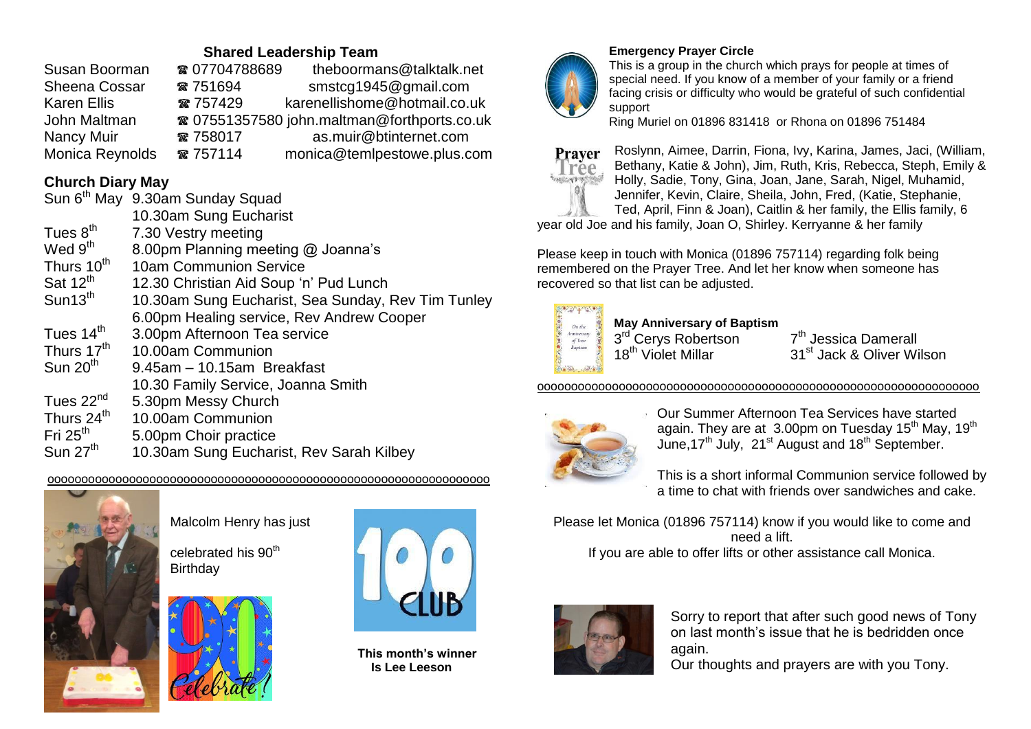## Shared Leadership Team

| | | |
|---|---|---|
| Susan Boorman | ☎ 07704788689 | theboormans@talktalk.net |
| Sheena Cossar | ☎ 751694 | smstcg1945@gmail.com |
| Karen Ellis | ☎ 757429 | karenellishome@hotmail.co.uk |
| John Maltman | ☎ 07551357580 | john.maltman@forthports.co.uk |
| Nancy Muir | ☎ 758017 | as.muir@btinternet.com |
| Monica Reynolds | ☎ 757114 | monica@temlpestowe.plus.com |

## Church Diary May

| | |
|---|---|
| Sun 6th May | 9.30am Sunday Squad |
| | 10.30am Sung Eucharist |
| Tues 8th | 7.30 Vestry meeting |
| Wed 9th | 8.00pm Planning meeting @ Joanna's |
| Thurs 10th | 10am Communion Service |
| Sat 12th | 12.30 Christian Aid Soup 'n' Pud Lunch |
| Sun13th | 10.30am Sung Eucharist, Sea Sunday, Rev Tim Tunley |
| | 6.00pm Healing service, Rev Andrew Cooper |
| Tues 14th | 3.00pm Afternoon Tea service |
| Thurs 17th | 10.00am Communion |
| Sun 20th | 9.45am – 10.15am Breakfast |
| | 10.30 Family Service, Joanna Smith |
| Tues 22nd | 5.30pm Messy Church |
| Thurs 24th | 10.00am Communion |
| Fri 25th | 5.00pm Choir practice |
| Sun 27th | 10.30am Sung Eucharist, Rev Sarah Kilbey |

oooooooooooooooooooooooooooooooooooooooooooooooooooooooooooooooo

Malcolm Henry has just celebrated his 90th Birthday

**This month's winner Is Lee Leeson**

### Emergency Prayer Circle

This is a group in the church which prays for people at times of special need. If you know of a member of your family or a friend facing crisis or difficulty who would be grateful of such confidential support

Ring Muriel on 01896 831418 or Rhona on 01896 751484

Roslynn, Aimee, Darrin, Fiona, Ivy, Karina, James, Jaci, (William, Bethany, Katie & John), Jim, Ruth, Kris, Rebecca, Steph, Emily & Holly, Sadie, Tony, Gina, Joan, Jane, Sarah, Nigel, Muhamid, Jennifer, Kevin, Claire, Sheila, John, Fred, (Katie, Stephanie, Ted, April, Finn & Joan), Caitlin & her family, the Ellis family, 6 year old Joe and his family, Joan O, Shirley. Kerryanne & her family

Please keep in touch with Monica (01896 757114) regarding folk being remembered on the Prayer Tree. And let her know when someone has recovered so that list can be adjusted.

### May Anniversary of Baptism

| | |
|---|---|
| 3rd Cerys Robertson | 7th Jessica Damerall |
| 18th Violet Millar | 31st Jack & Oliver Wilson |

oooooooooooooooooooooooooooooooooooooooooooooooooooooooooooooooo

Our Summer Afternoon Tea Services have started again. They are at 3.00pm on Tuesday 15th May, 19th June,17th July, 21st August and 18th September.

This is a short informal Communion service followed by a time to chat with friends over sandwiches and cake.

Please let Monica (01896 757114) know if you would like to come and need a lift.
If you are able to offer lifts or other assistance call Monica.

Sorry to report that after such good news of Tony on last month's issue that he is bedridden once again.
Our thoughts and prayers are with you Tony.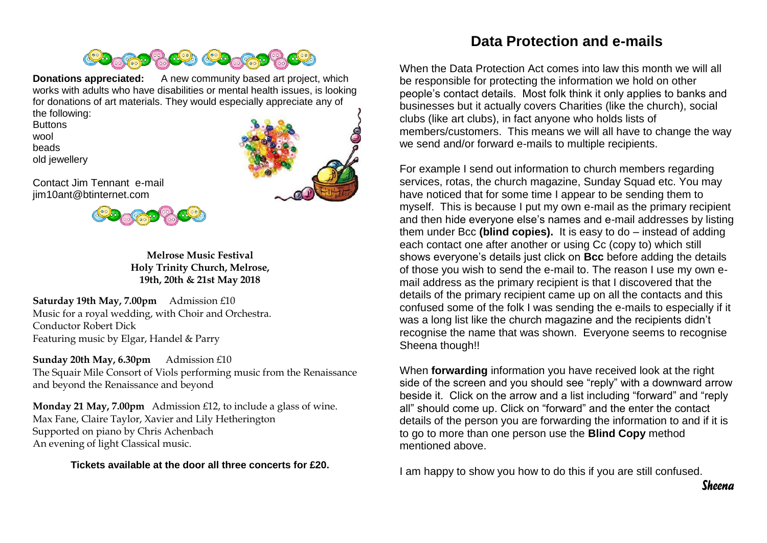**Donations appreciated:** A new community based art project, which works with adults who have disabilities or mental health issues, is looking for donations of art materials. They would especially appreciate any of the following:

Buttons
wool
beads
old jewellery

Contact Jim Tennant e-mail jim10ant@btinternet.com

**Melrose Music Festival**
**Holy Trinity Church, Melrose,**
**19th, 20th & 21st May 2018**

**Saturday 19th May, 7.00pm** Admission £10
Music for a royal wedding, with Choir and Orchestra.
Conductor Robert Dick
Featuring music by Elgar, Handel & Parry

**Sunday 20th May, 6.30pm** Admission £10
The Squair Mile Consort of Viols performing music from the Renaissance and beyond the Renaissance and beyond

**Monday 21 May, 7.00pm** Admission £12, to include a glass of wine.
Max Fane, Claire Taylor, Xavier and Lily Hetherington
Supported on piano by Chris Achenbach
An evening of light Classical music.

**Tickets available at the door all three concerts for £20.**

# Data Protection and e-mails

When the Data Protection Act comes into law this month we will all be responsible for protecting the information we hold on other people's contact details. Most folk think it only applies to banks and businesses but it actually covers Charities (like the church), social clubs (like art clubs), in fact anyone who holds lists of members/customers. This means we will all have to change the way we send and/or forward e-mails to multiple recipients.

For example I send out information to church members regarding services, rotas, the church magazine, Sunday Squad etc. You may have noticed that for some time I appear to be sending them to myself. This is because I put my own e-mail as the primary recipient and then hide everyone else's names and e-mail addresses by listing them under Bcc **(blind copies).** It is easy to do – instead of adding each contact one after another or using Cc (copy to) which still shows everyone's details just click on **Bcc** before adding the details of those you wish to send the e-mail to. The reason I use my own e-mail address as the primary recipient is that I discovered that the details of the primary recipient came up on all the contacts and this confused some of the folk I was sending the e-mails to especially if it was a long list like the church magazine and the recipients didn't recognise the name that was shown. Everyone seems to recognise Sheena though!!

When **forwarding** information you have received look at the right side of the screen and you should see "reply" with a downward arrow beside it. Click on the arrow and a list including "forward" and "reply all" should come up. Click on "forward" and the enter the contact details of the person you are forwarding the information to and if it is to go to more than one person use the **Blind Copy** method mentioned above.

I am happy to show you how to do this if you are still confused.

*Sheena*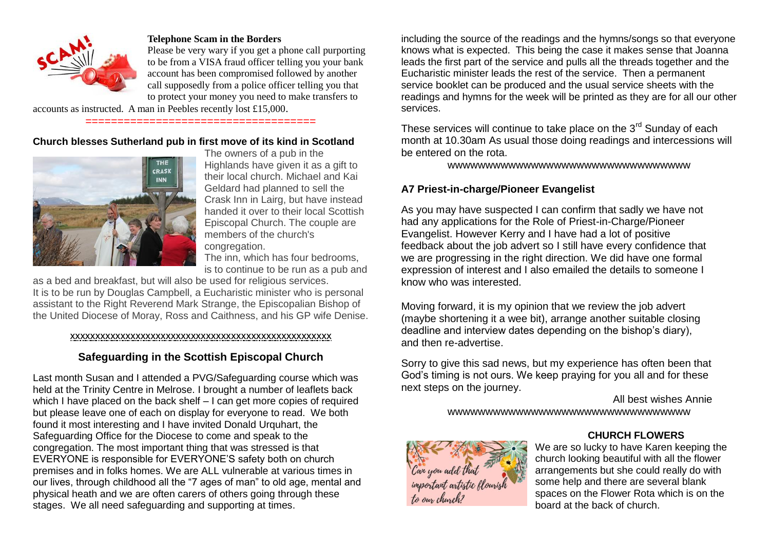### Telephone Scam in the Borders

Please be very wary if you get a phone call purporting to be from a VISA fraud officer telling you your bank account has been compromised followed by another call supposedly from a police officer telling you that to protect your money you need to make transfers to accounts as instructed. A man in Peebles recently lost £15,000.

===================================

### Church blesses Sutherland pub in first move of its kind in Scotland

The owners of a pub in the Highlands have given it as a gift to their local church. Michael and Kai Geldard had planned to sell the Crask Inn in Lairg, but have instead handed it over to their local Scottish Episcopal Church. The couple are members of the church's congregation.

The inn, which has four bedrooms, is to continue to be run as a pub and as a bed and breakfast, but will also be used for religious services.

It is to be run by Douglas Campbell, a Eucharistic minister who is personal assistant to the Right Reverend Mark Strange, the Episcopalian Bishop of the United Diocese of Moray, Ross and Caithness, and his GP wife Denise.

xxxxxxxxxxxxxxxxxxxxxxxxxxxxxxxxxxxxxxxxxxxxxxxxxxxxx

## Safeguarding in the Scottish Episcopal Church

Last month Susan and I attended a PVG/Safeguarding course which was held at the Trinity Centre in Melrose. I brought a number of leaflets back which I have placed on the back shelf – I can get more copies of required but please leave one of each on display for everyone to read. We both found it most interesting and I have invited Donald Urquhart, the Safeguarding Office for the Diocese to come and speak to the congregation. The most important thing that was stressed is that EVERYONE is responsible for EVERYONE'S safety both on church premises and in folks homes. We are ALL vulnerable at various times in our lives, through childhood all the "7 ages of man" to old age, mental and physical heath and we are often carers of others going through these stages. We all need safeguarding and supporting at times.

including the source of the readings and the hymns/songs so that everyone knows what is expected. This being the case it makes sense that Joanna leads the first part of the service and pulls all the threads together and the Eucharistic minister leads the rest of the service. Then a permanent service booklet can be produced and the usual service sheets with the readings and hymns for the week will be printed as they are for all our other services.

These services will continue to take place on the 3rd Sunday of each month at 10.30am As usual those doing readings and intercessions will be entered on the rota.

wwwwwwwwwwwwwwwwwwwwwwwwwwwwwwwwwwwww

### A7 Priest-in-charge/Pioneer Evangelist

As you may have suspected I can confirm that sadly we have not had any applications for the Role of Priest-in-Charge/Pioneer Evangelist. However Kerry and I have had a lot of positive feedback about the job advert so I still have every confidence that we are progressing in the right direction. We did have one formal expression of interest and I also emailed the details to someone I know who was interested.

Moving forward, it is my opinion that we review the job advert (maybe shortening it a wee bit), arrange another suitable closing deadline and interview dates depending on the bishop's diary), and then re-advertise.

Sorry to give this sad news, but my experience has often been that God's timing is not ours. We keep praying for you all and for these next steps on the journey.

All best wishes Annie

wwwwwwwwwwwwwwwwwwwwwwwwwwwwwwwwwwwww

### CHURCH FLOWERS

We are so lucky to have Karen keeping the church looking beautiful with all the flower arrangements but she could really do with some help and there are several blank spaces on the Flower Rota which is on the board at the back of church.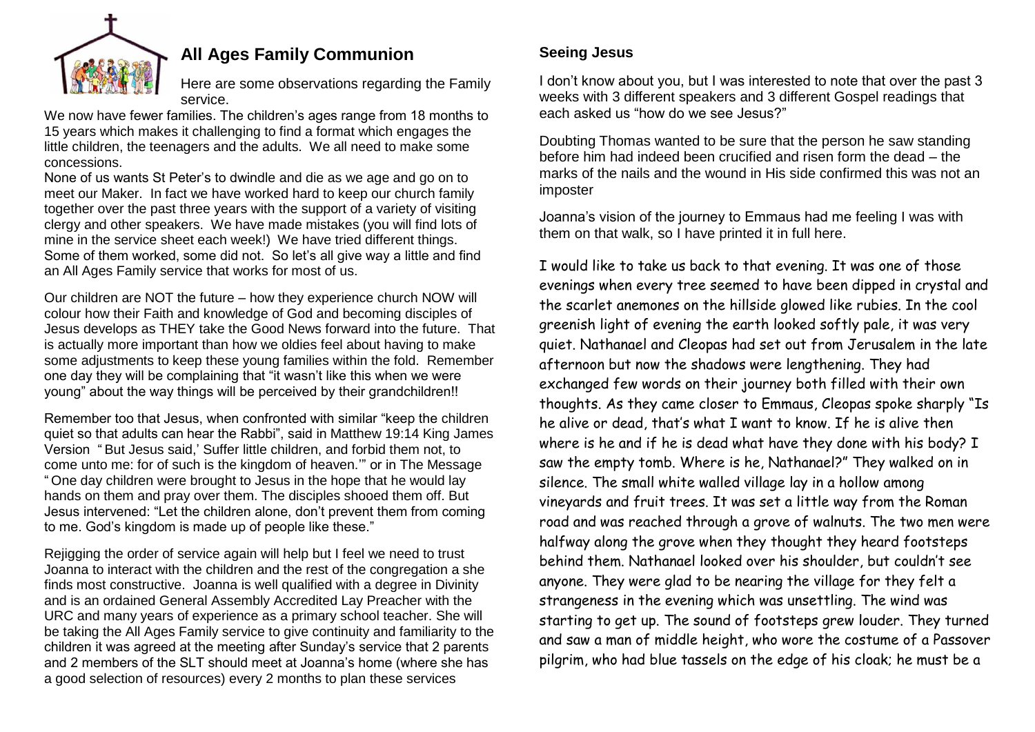## All Ages Family Communion

Here are some observations regarding the Family service.

We now have fewer families. The children's ages range from 18 months to 15 years which makes it challenging to find a format which engages the little children, the teenagers and the adults. We all need to make some concessions.

None of us wants St Peter's to dwindle and die as we age and go on to meet our Maker. In fact we have worked hard to keep our church family together over the past three years with the support of a variety of visiting clergy and other speakers. We have made mistakes (you will find lots of mine in the service sheet each week!) We have tried different things. Some of them worked, some did not. So let's all give way a little and find an All Ages Family service that works for most of us.

Our children are NOT the future – how they experience church NOW will colour how their Faith and knowledge of God and becoming disciples of Jesus develops as THEY take the Good News forward into the future. That is actually more important than how we oldies feel about having to make some adjustments to keep these young families within the fold. Remember one day they will be complaining that "it wasn't like this when we were young" about the way things will be perceived by their grandchildren!!

Remember too that Jesus, when confronted with similar "keep the children quiet so that adults can hear the Rabbi", said in Matthew 19:14 King James Version " But Jesus said,' Suffer little children, and forbid them not, to come unto me: for of such is the kingdom of heaven.'" or in The Message " One day children were brought to Jesus in the hope that he would lay hands on them and pray over them. The disciples shooed them off. But Jesus intervened: "Let the children alone, don't prevent them from coming to me. God's kingdom is made up of people like these."

Rejigging the order of service again will help but I feel we need to trust Joanna to interact with the children and the rest of the congregation a she finds most constructive. Joanna is well qualified with a degree in Divinity and is an ordained General Assembly Accredited Lay Preacher with the URC and many years of experience as a primary school teacher. She will be taking the All Ages Family service to give continuity and familiarity to the children it was agreed at the meeting after Sunday's service that 2 parents and 2 members of the SLT should meet at Joanna's home (where she has a good selection of resources) every 2 months to plan these services

### Seeing Jesus

I don't know about you, but I was interested to note that over the past 3 weeks with 3 different speakers and 3 different Gospel readings that each asked us "how do we see Jesus?"

Doubting Thomas wanted to be sure that the person he saw standing before him had indeed been crucified and risen form the dead – the marks of the nails and the wound in His side confirmed this was not an imposter

Joanna's vision of the journey to Emmaus had me feeling I was with them on that walk, so I have printed it in full here.

I would like to take us back to that evening. It was one of those evenings when every tree seemed to have been dipped in crystal and the scarlet anemones on the hillside glowed like rubies. In the cool greenish light of evening the earth looked softly pale, it was very quiet. Nathanael and Cleopas had set out from Jerusalem in the late afternoon but now the shadows were lengthening. They had exchanged few words on their journey both filled with their own thoughts. As they came closer to Emmaus, Cleopas spoke sharply "Is he alive or dead, that's what I want to know. If he is alive then where is he and if he is dead what have they done with his body? I saw the empty tomb. Where is he, Nathanael?" They walked on in silence. The small white walled village lay in a hollow among vineyards and fruit trees. It was set a little way from the Roman road and was reached through a grove of walnuts. The two men were halfway along the grove when they thought they heard footsteps behind them. Nathanael looked over his shoulder, but couldn't see anyone. They were glad to be nearing the village for they felt a strangeness in the evening which was unsettling. The wind was starting to get up. The sound of footsteps grew louder. They turned and saw a man of middle height, who wore the costume of a Passover pilgrim, who had blue tassels on the edge of his cloak; he must be a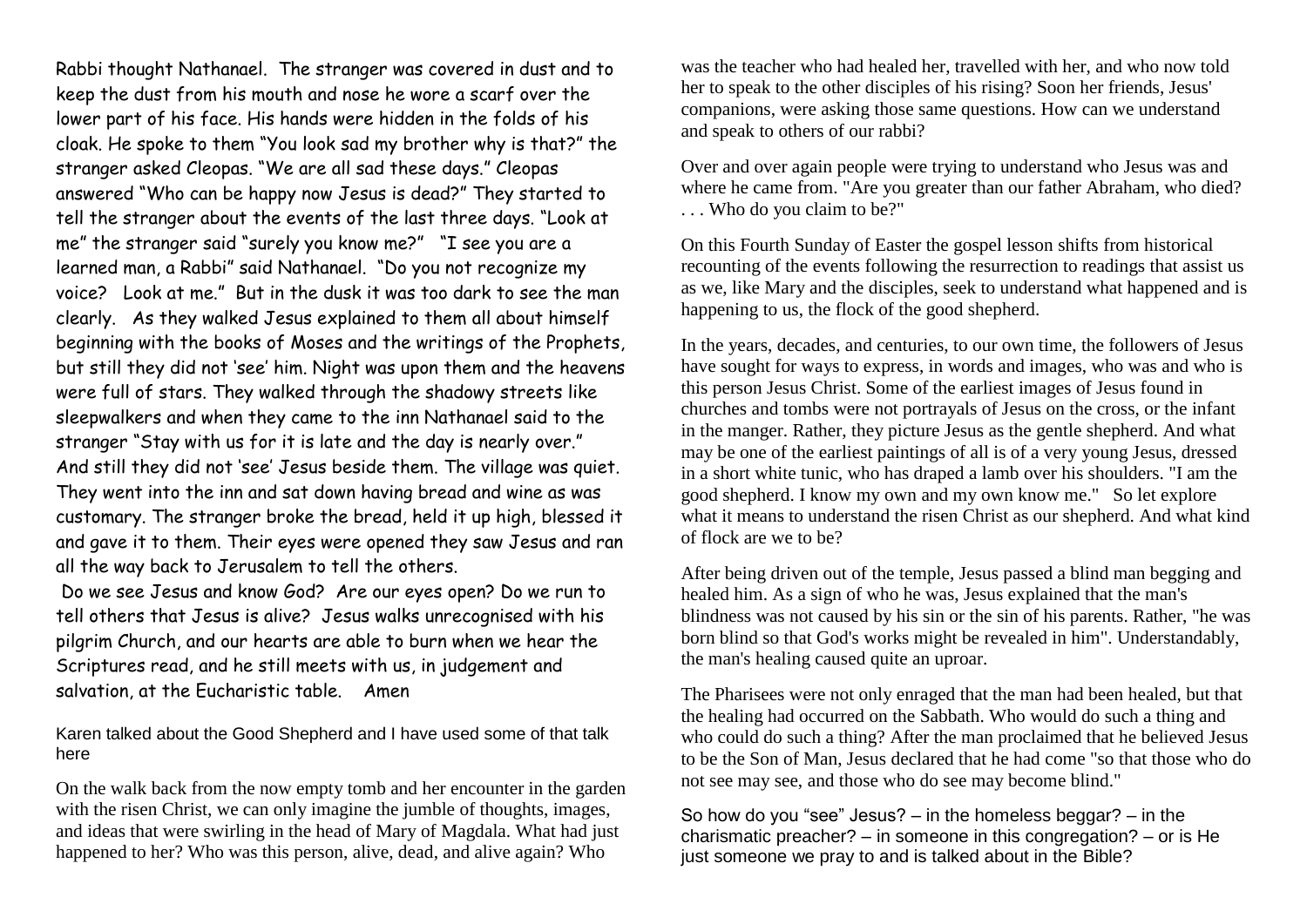Rabbi thought Nathanael. The stranger was covered in dust and to keep the dust from his mouth and nose he wore a scarf over the lower part of his face. His hands were hidden in the folds of his cloak. He spoke to them "You look sad my brother why is that?" the stranger asked Cleopas. "We are all sad these days." Cleopas answered "Who can be happy now Jesus is dead?" They started to tell the stranger about the events of the last three days. "Look at me" the stranger said "surely you know me?" "I see you are a learned man, a Rabbi" said Nathanael. "Do you not recognize my voice? Look at me." But in the dusk it was too dark to see the man clearly. As they walked Jesus explained to them all about himself beginning with the books of Moses and the writings of the Prophets, but still they did not 'see' him. Night was upon them and the heavens were full of stars. They walked through the shadowy streets like sleepwalkers and when they came to the inn Nathanael said to the stranger "Stay with us for it is late and the day is nearly over." And still they did not 'see' Jesus beside them. The village was quiet. They went into the inn and sat down having bread and wine as was customary. The stranger broke the bread, held it up high, blessed it and gave it to them. Their eyes were opened they saw Jesus and ran all the way back to Jerusalem to tell the others.

Do we see Jesus and know God? Are our eyes open? Do we run to tell others that Jesus is alive? Jesus walks unrecognised with his pilgrim Church, and our hearts are able to burn when we hear the Scriptures read, and he still meets with us, in judgement and salvation, at the Eucharistic table. Amen

Karen talked about the Good Shepherd and I have used some of that talk here

On the walk back from the now empty tomb and her encounter in the garden with the risen Christ, we can only imagine the jumble of thoughts, images, and ideas that were swirling in the head of Mary of Magdala. What had just happened to her? Who was this person, alive, dead, and alive again? Who was the teacher who had healed her, travelled with her, and who now told her to speak to the other disciples of his rising? Soon her friends, Jesus' companions, were asking those same questions. How can we understand and speak to others of our rabbi?

Over and over again people were trying to understand who Jesus was and where he came from. "Are you greater than our father Abraham, who died? . . . Who do you claim to be?"

On this Fourth Sunday of Easter the gospel lesson shifts from historical recounting of the events following the resurrection to readings that assist us as we, like Mary and the disciples, seek to understand what happened and is happening to us, the flock of the good shepherd.

In the years, decades, and centuries, to our own time, the followers of Jesus have sought for ways to express, in words and images, who was and who is this person Jesus Christ. Some of the earliest images of Jesus found in churches and tombs were not portrayals of Jesus on the cross, or the infant in the manger. Rather, they picture Jesus as the gentle shepherd. And what may be one of the earliest paintings of all is of a very young Jesus, dressed in a short white tunic, who has draped a lamb over his shoulders. "I am the good shepherd. I know my own and my own know me." So let explore what it means to understand the risen Christ as our shepherd. And what kind of flock are we to be?

After being driven out of the temple, Jesus passed a blind man begging and healed him. As a sign of who he was, Jesus explained that the man's blindness was not caused by his sin or the sin of his parents. Rather, "he was born blind so that God's works might be revealed in him". Understandably, the man's healing caused quite an uproar.

The Pharisees were not only enraged that the man had been healed, but that the healing had occurred on the Sabbath. Who would do such a thing and who could do such a thing? After the man proclaimed that he believed Jesus to be the Son of Man, Jesus declared that he had come "so that those who do not see may see, and those who do see may become blind."

So how do you "see" Jesus? – in the homeless beggar? – in the charismatic preacher? – in someone in this congregation? – or is He just someone we pray to and is talked about in the Bible?